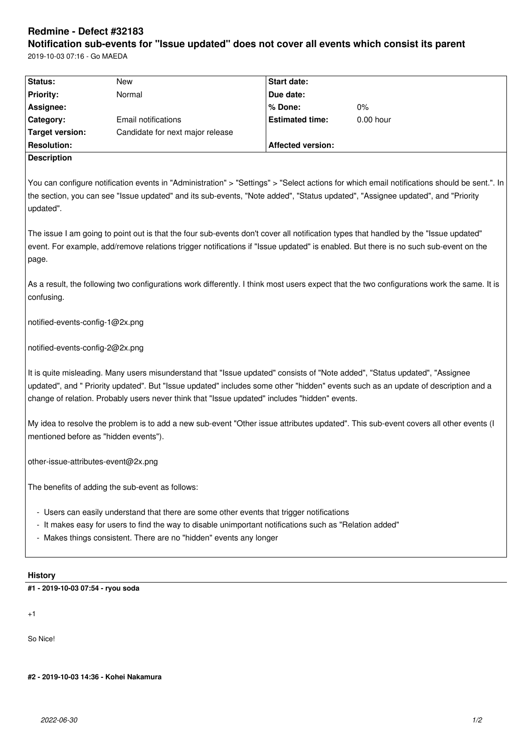# Redmine - Defect #32183

## Notification sub-events for "Issue updated" does not cover all events which consist its parent

2019-10-03 07:16 - Go MAEDA

| Status: | New | Start date: | |
|---|---|---|---|
| Priority: | Normal | Due date: | |
| Assignee: | | % Done: | 0% |
| Category: | Email notifications | Estimated time: | 0.00 hour |
| Target version: | Candidate for next major release | | |
| Resolution: | | Affected version: | |

**Description**

You can configure notification events in "Administration" > "Settings" > "Select actions for which email notifications should be sent.". In the section, you can see "Issue updated" and its sub-events, "Note added", "Status updated", "Assignee updated", and "Priority updated".

The issue I am going to point out is that the four sub-events don't cover all notification types that handled by the "Issue updated" event. For example, add/remove relations trigger notifications if "Issue updated" is enabled. But there is no such sub-event on the page.

As a result, the following two configurations work differently. I think most users expect that the two configurations work the same. It is confusing.

notified-events-config-1@2x.png

notified-events-config-2@2x.png

It is quite misleading. Many users misunderstand that "Issue updated" consists of "Note added", "Status updated", "Assignee updated", and " Priority updated". But "Issue updated" includes some other "hidden" events such as an update of description and a change of relation. Probably users never think that "Issue updated" includes "hidden" events.

My idea to resolve the problem is to add a new sub-event "Other issue attributes updated". This sub-event covers all other events (I mentioned before as "hidden events").

other-issue-attributes-event@2x.png

The benefits of adding the sub-event as follows:

- Users can easily understand that there are some other events that trigger notifications
- It makes easy for users to find the way to disable unimportant notifications such as "Relation added"
- Makes things consistent. There are no "hidden" events any longer

**History**

**#1 - 2019-10-03 07:54 - ryou soda**

+1

So Nice!

**#2 - 2019-10-03 14:36 - Kohei Nakamura**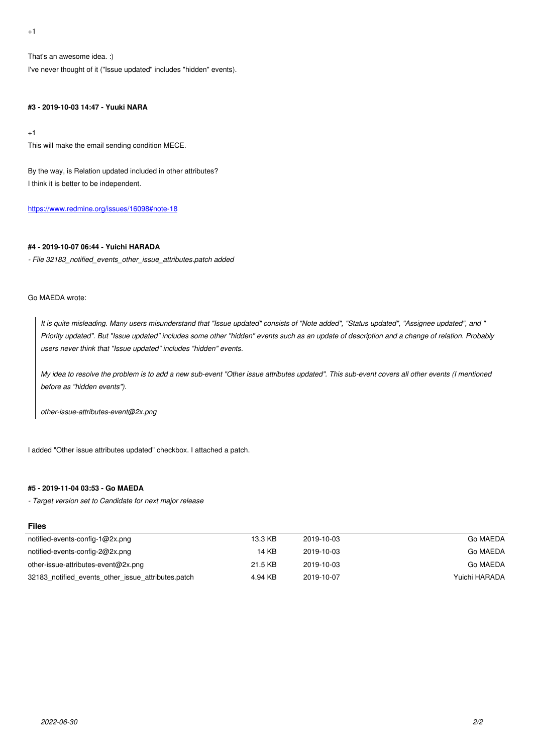+1

That's an awesome idea. :)
I've never thought of it ("Issue updated" includes "hidden" events).

#### #3 - 2019-10-03 14:47 - Yuuki NARA

+1
This will make the email sending condition MECE.

By the way, is Relation updated included in other attributes?
I think it is better to be independent.

https://www.redmine.org/issues/16098#note-18

#### #4 - 2019-10-07 06:44 - Yuichi HARADA

*- File 32183_notified_events_other_issue_attributes.patch added*

Go MAEDA wrote:

> *It is quite misleading. Many users misunderstand that "Issue updated" consists of "Note added", "Status updated", "Assignee updated", and " Priority updated". But "Issue updated" includes some other "hidden" events such as an update of description and a change of relation. Probably users never think that "Issue updated" includes "hidden" events.*
>
> *My idea to resolve the problem is to add a new sub-event "Other issue attributes updated". This sub-event covers all other events (I mentioned before as "hidden events").*
>
> *other-issue-attributes-event@2x.png*

I added "Other issue attributes updated" checkbox. I attached a patch.

#### #5 - 2019-11-04 03:53 - Go MAEDA

*- Target version set to Candidate for next major release*

### Files

| | | | |
|---|---|---|---|
| notified-events-config-1@2x.png | 13.3 KB | 2019-10-03 | Go MAEDA |
| notified-events-config-2@2x.png | 14 KB | 2019-10-03 | Go MAEDA |
| other-issue-attributes-event@2x.png | 21.5 KB | 2019-10-03 | Go MAEDA |
| 32183_notified_events_other_issue_attributes.patch | 4.94 KB | 2019-10-07 | Yuichi HARADA |